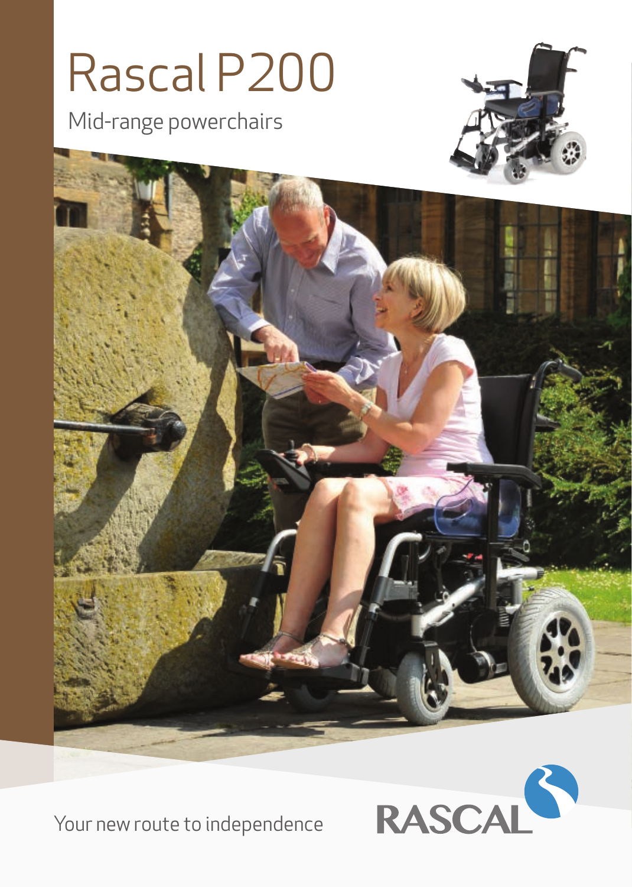# Rascal P200

Mid-range powerchairs

Your new route to independence

RASCAL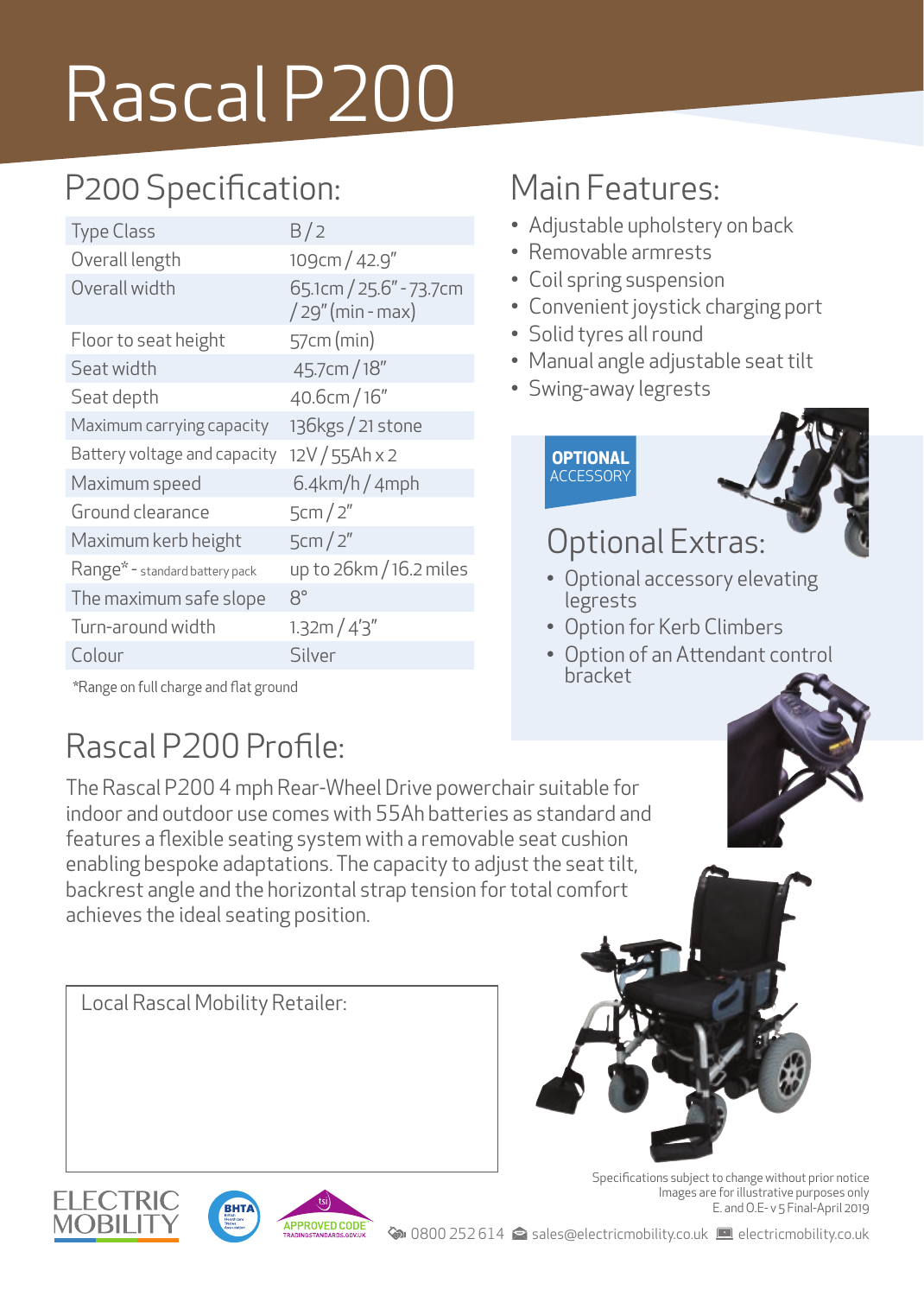# Rascal P200

## P200 Specification:

| | |
|---|---|
| Type Class | B / 2 |
| Overall length | 109cm / 42.9" |
| Overall width | 65.1cm / 25.6" - 73.7cm / 29" (min - max) |
| Floor to seat height | 57cm (min) |
| Seat width | 45.7cm / 18" |
| Seat depth | 40.6cm / 16" |
| Maximum carrying capacity | 136kgs / 21 stone |
| Battery voltage and capacity | 12V / 55Ah x 2 |
| Maximum speed | 6.4km/h / 4mph |
| Ground clearance | 5cm / 2" |
| Maximum kerb height | 5cm / 2" |
| Range* - standard battery pack | up to 26km / 16.2 miles |
| The maximum safe slope | 8° |
| Turn-around width | 1.32m / 4'3" |
| Colour | Silver |

*Range on full charge and flat ground

## Main Features:

- Adjustable upholstery on back
- Removable armrests
- Coil spring suspension
- Convenient joystick charging port
- Solid tyres all round
- Manual angle adjustable seat tilt
- Swing-away legrests

**OPTIONAL** ACCESSORY

## Optional Extras:

- Optional accessory elevating legrests
- Option for Kerb Climbers
- Option of an Attendant control bracket

## Rascal P200 Profile:

The Rascal P200 4 mph Rear-Wheel Drive powerchair suitable for indoor and outdoor use comes with 55Ah batteries as standard and features a flexible seating system with a removable seat cushion enabling bespoke adaptations. The capacity to adjust the seat tilt, backrest angle and the horizontal strap tension for total comfort achieves the ideal seating position.

Local Rascal Mobility Retailer:

Specifications subject to change without prior notice
Images are for illustrative purposes only
E. and O.E- v 5 Final-April 2019

ELECTRIC MOBILITY

BHTA

APPROVED CODE TRADINGSTANDARDS.GOV.UK

0800 252 614 sales@electricmobility.co.uk electricmobility.co.uk